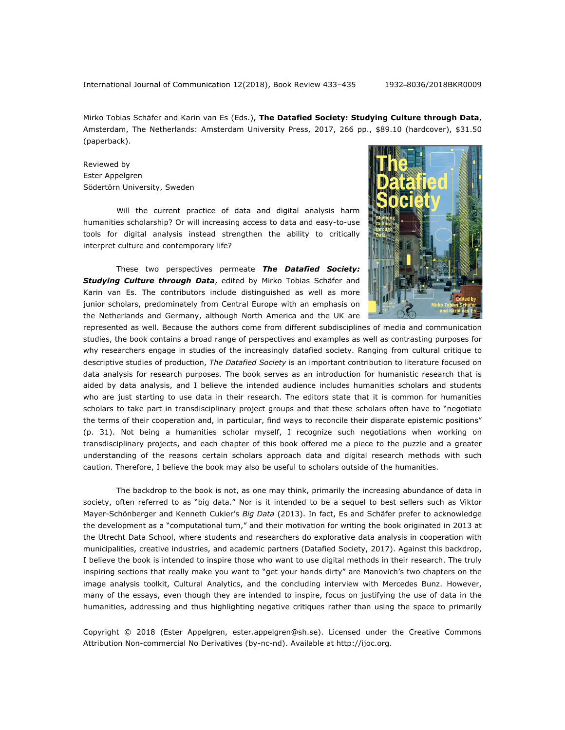Mirko Tobias Schäfer and Karin van Es (Eds.), **The Datafied Society: Studying Culture through Data**, Amsterdam, The Netherlands: Amsterdam University Press, 2017, 266 pp., $89.10 (hardcover), $31.50 (paperback).

Reviewed by
Ester Appelgren
Södertörn University, Sweden

Will the current practice of data and digital analysis harm humanities scholarship? Or will increasing access to data and easy-to-use tools for digital analysis instead strengthen the ability to critically interpret culture and contemporary life?

These two perspectives permeate ***The Datafied Society: Studying Culture through Data***, edited by Mirko Tobias Schäfer and Karin van Es. The contributors include distinguished as well as more junior scholars, predominatively from Central Europe with an emphasis on the Netherlands and Germany, although North America and the UK are represented as well. Because the authors come from different subdisciplines of media and communication studies, the book contains a broad range of perspectives and examples as well as contrasting purposes for why researchers engage in studies of the increasingly datafied society. Ranging from cultural critique to descriptive studies of production, *The Datafied Society* is an important contribution to literature focused on data analysis for research purposes. The book serves as an introduction for humanistic research that is aided by data analysis, and I believe the intended audience includes humanities scholars and students who are just starting to use data in their research. The editors state that it is common for humanities scholars to take part in transdisciplinary project groups and that these scholars often have to "negotiate the terms of their cooperation and, in particular, find ways to reconcile their disparate epistemic positions" (p. 31). Not being a humanities scholar myself, I recognize such negotiations when working on transdisciplinary projects, and each chapter of this book offered me a piece to the puzzle and a greater understanding of the reasons certain scholars approach data and digital research methods with such caution. Therefore, I believe the book may also be useful to scholars outside of the humanities.

The backdrop to the book is not, as one may think, primarily the increasing abundance of data in society, often referred to as "big data." Nor is it intended to be a sequel to best sellers such as Viktor Mayer-Schönberger and Kenneth Cukier's *Big Data* (2013). In fact, Es and Schäfer prefer to acknowledge the development as a "computational turn," and their motivation for writing the book originated in 2013 at the Utrecht Data School, where students and researchers do explorative data analysis in cooperation with municipalities, creative industries, and academic partners (Datafied Society, 2017). Against this backdrop, I believe the book is intended to inspire those who want to use digital methods in their research. The truly inspiring sections that really make you want to "get your hands dirty" are Manovich's two chapters on the image analysis toolkit, Cultural Analytics, and the concluding interview with Mercedes Bunz. However, many of the essays, even though they are intended to inspire, focus on justifying the use of data in the humanities, addressing and thus highlighting negative critiques rather than using the space to primarily

Copyright © 2018 (Ester Appelgren, ester.appelgren@sh.se). Licensed under the Creative Commons Attribution Non-commercial No Derivatives (by-nc-nd). Available at http://ijoc.org.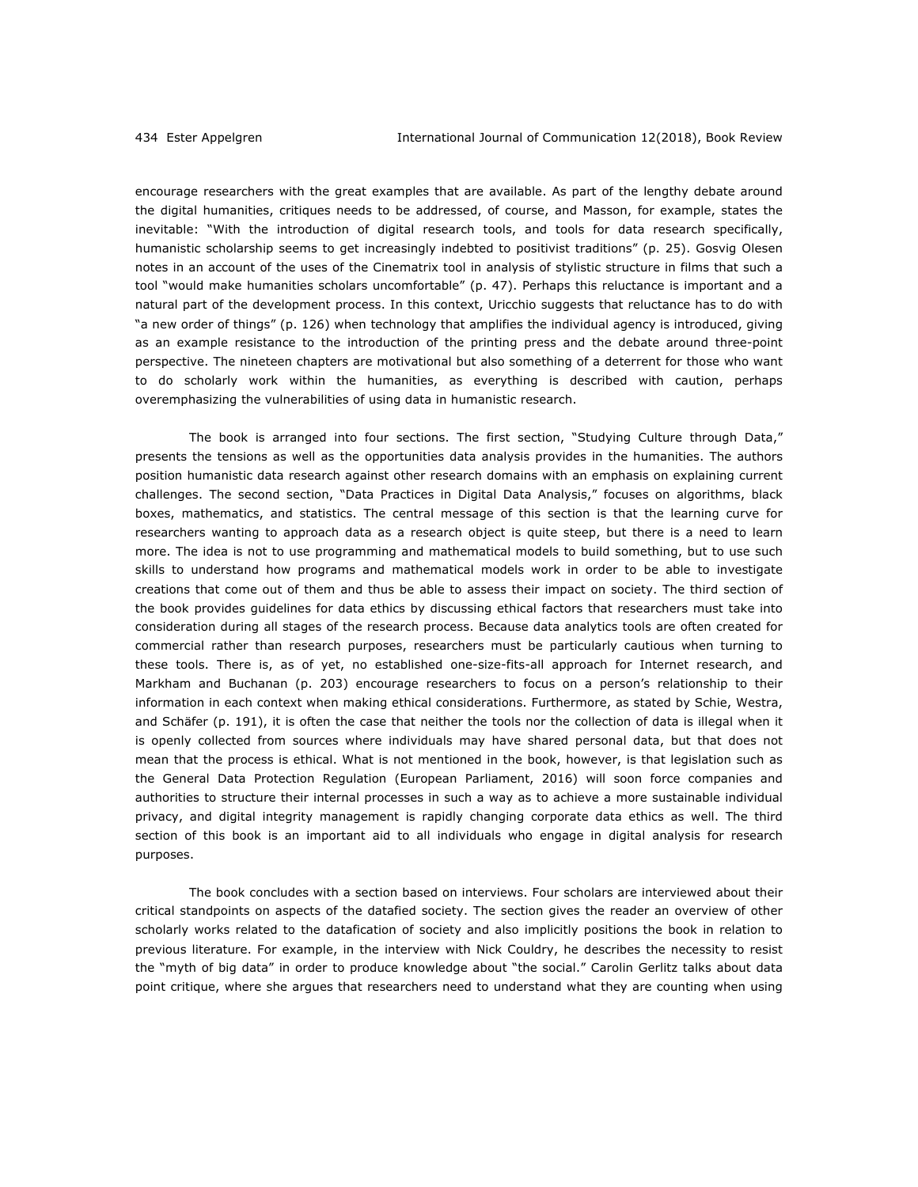encourage researchers with the great examples that are available. As part of the lengthy debate around the digital humanities, critiques needs to be addressed, of course, and Masson, for example, states the inevitable: "With the introduction of digital research tools, and tools for data research specifically, humanistic scholarship seems to get increasingly indebted to positivist traditions" (p. 25). Gosvig Olesen notes in an account of the uses of the Cinematrix tool in analysis of stylistic structure in films that such a tool "would make humanities scholars uncomfortable" (p. 47). Perhaps this reluctance is important and a natural part of the development process. In this context, Uricchio suggests that reluctance has to do with "a new order of things" (p. 126) when technology that amplifies the individual agency is introduced, giving as an example resistance to the introduction of the printing press and the debate around three-point perspective. The nineteen chapters are motivational but also something of a deterrent for those who want to do scholarly work within the humanities, as everything is described with caution, perhaps overemphasizing the vulnerabilities of using data in humanistic research.

The book is arranged into four sections. The first section, "Studying Culture through Data," presents the tensions as well as the opportunities data analysis provides in the humanities. The authors position humanistic data research against other research domains with an emphasis on explaining current challenges. The second section, "Data Practices in Digital Data Analysis," focuses on algorithms, black boxes, mathematics, and statistics. The central message of this section is that the learning curve for researchers wanting to approach data as a research object is quite steep, but there is a need to learn more. The idea is not to use programming and mathematical models to build something, but to use such skills to understand how programs and mathematical models work in order to be able to investigate creations that come out of them and thus be able to assess their impact on society. The third section of the book provides guidelines for data ethics by discussing ethical factors that researchers must take into consideration during all stages of the research process. Because data analytics tools are often created for commercial rather than research purposes, researchers must be particularly cautious when turning to these tools. There is, as of yet, no established one-size-fits-all approach for Internet research, and Markham and Buchanan (p. 203) encourage researchers to focus on a person's relationship to their information in each context when making ethical considerations. Furthermore, as stated by Schie, Westra, and Schäfer (p. 191), it is often the case that neither the tools nor the collection of data is illegal when it is openly collected from sources where individuals may have shared personal data, but that does not mean that the process is ethical. What is not mentioned in the book, however, is that legislation such as the General Data Protection Regulation (European Parliament, 2016) will soon force companies and authorities to structure their internal processes in such a way as to achieve a more sustainable individual privacy, and digital integrity management is rapidly changing corporate data ethics as well. The third section of this book is an important aid to all individuals who engage in digital analysis for research purposes.

The book concludes with a section based on interviews. Four scholars are interviewed about their critical standpoints on aspects of the datafied society. The section gives the reader an overview of other scholarly works related to the datafication of society and also implicitly positions the book in relation to previous literature. For example, in the interview with Nick Couldry, he describes the necessity to resist the "myth of big data" in order to produce knowledge about "the social." Carolin Gerlitz talks about data point critique, where she argues that researchers need to understand what they are counting when using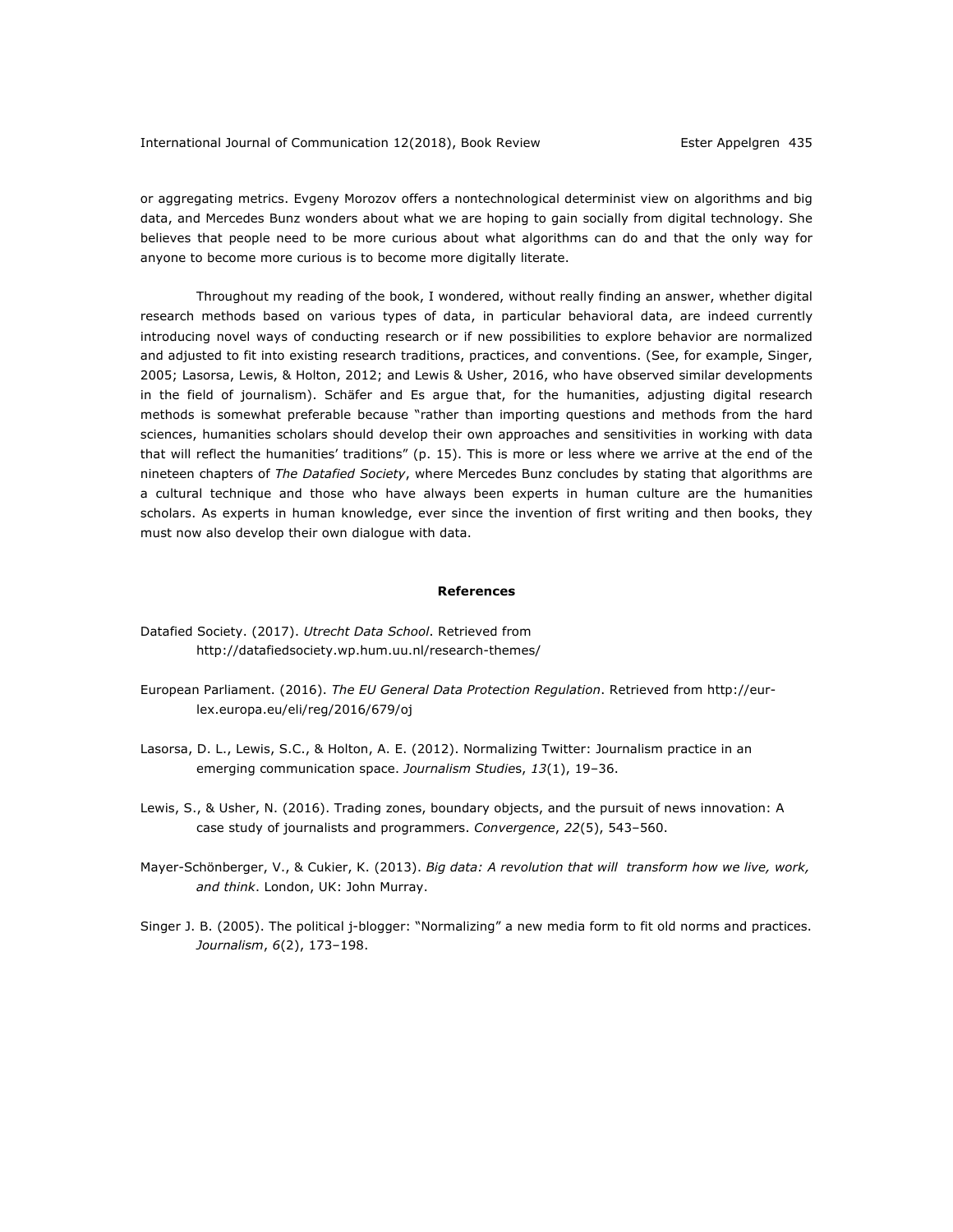or aggregating metrics. Evgeny Morozov offers a nontechnological determinist view on algorithms and big data, and Mercedes Bunz wonders about what we are hoping to gain socially from digital technology. She believes that people need to be more curious about what algorithms can do and that the only way for anyone to become more curious is to become more digitally literate.

Throughout my reading of the book, I wondered, without really finding an answer, whether digital research methods based on various types of data, in particular behavioral data, are indeed currently introducing novel ways of conducting research or if new possibilities to explore behavior are normalized and adjusted to fit into existing research traditions, practices, and conventions. (See, for example, Singer, 2005; Lasorsa, Lewis, & Holton, 2012; and Lewis & Usher, 2016, who have observed similar developments in the field of journalism). Schäfer and Es argue that, for the humanities, adjusting digital research methods is somewhat preferable because "rather than importing questions and methods from the hard sciences, humanities scholars should develop their own approaches and sensitivities in working with data that will reflect the humanities' traditions" (p. 15). This is more or less where we arrive at the end of the nineteen chapters of *The Datafied Society*, where Mercedes Bunz concludes by stating that algorithms are a cultural technique and those who have always been experts in human culture are the humanities scholars. As experts in human knowledge, ever since the invention of first writing and then books, they must now also develop their own dialogue with data.

**References**

Datafied Society. (2017). *Utrecht Data School*. Retrieved from http://datafiedsociety.wp.hum.uu.nl/research-themes/

European Parliament. (2016). *The EU General Data Protection Regulation*. Retrieved from http://eur-lex.europa.eu/eli/reg/2016/679/oj

Lasorsa, D. L., Lewis, S.C., & Holton, A. E. (2012). Normalizing Twitter: Journalism practice in an emerging communication space. *Journalism Studies*, *13*(1), 19–36.

Lewis, S., & Usher, N. (2016). Trading zones, boundary objects, and the pursuit of news innovation: A case study of journalists and programmers. *Convergence*, *22*(5), 543–560.

Mayer-Schönberger, V., & Cukier, K. (2013). *Big data: A revolution that will transform how we live, work, and think*. London, UK: John Murray.

Singer J. B. (2005). The political j-blogger: "Normalizing" a new media form to fit old norms and practices. *Journalism*, *6*(2), 173–198.